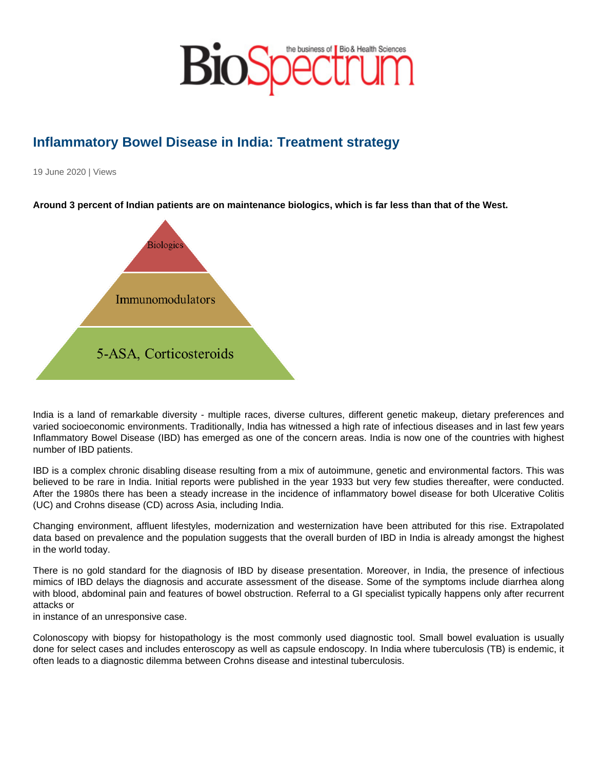# Inflammatory Bowel Disease in India: Treatment strategy

19 June 2020 | Views

**Around 3 percent of Indian patients are on maintenance biologics, which is far less than that of the West.**

Biologics

Immunomodulators

5-ASA, Corticosteroids

India is a land of remarkable diversity - multiple races, diverse cultures, different genetic makeup, dietary preferences and varied socioeconomic environments. Traditionally, India has witnessed a high rate of infectious diseases and in last few years Inflammatory Bowel Disease (IBD) has emerged as one of the concern areas. India is now one of the countries with highest number of IBD patients.

IBD is a complex chronic disabling disease resulting from a mix of autoimmune, genetic and environmental factors. This was believed to be rare in India. Initial reports were published in the year 1933 but very few studies thereafter, were conducted. After the 1980s there has been a steady increase in the incidence of inflammatory bowel disease for both Ulcerative Colitis (UC) and Crohns disease (CD) across Asia, including India.

Changing environment, affluent lifestyles, modernization and westernization have been attributed for this rise. Extrapolated data based on prevalence and the population suggests that the overall burden of IBD in India is already amongst the highest in the world today.

There is no gold standard for the diagnosis of IBD by disease presentation. Moreover, in India, the presence of infectious mimics of IBD delays the diagnosis and accurate assessment of the disease. Some of the symptoms include diarrhea along with blood, abdominal pain and features of bowel obstruction. Referral to a GI specialist typically happens only after recurrent attacks or
in instance of an unresponsive case.

Colonoscopy with biopsy for histopathology is the most commonly used diagnostic tool. Small bowel evaluation is usually done for select cases and includes enteroscopy as well as capsule endoscopy. In India where tuberculosis (TB) is endemic, it often leads to a diagnostic dilemma between Crohns disease and intestinal tuberculosis.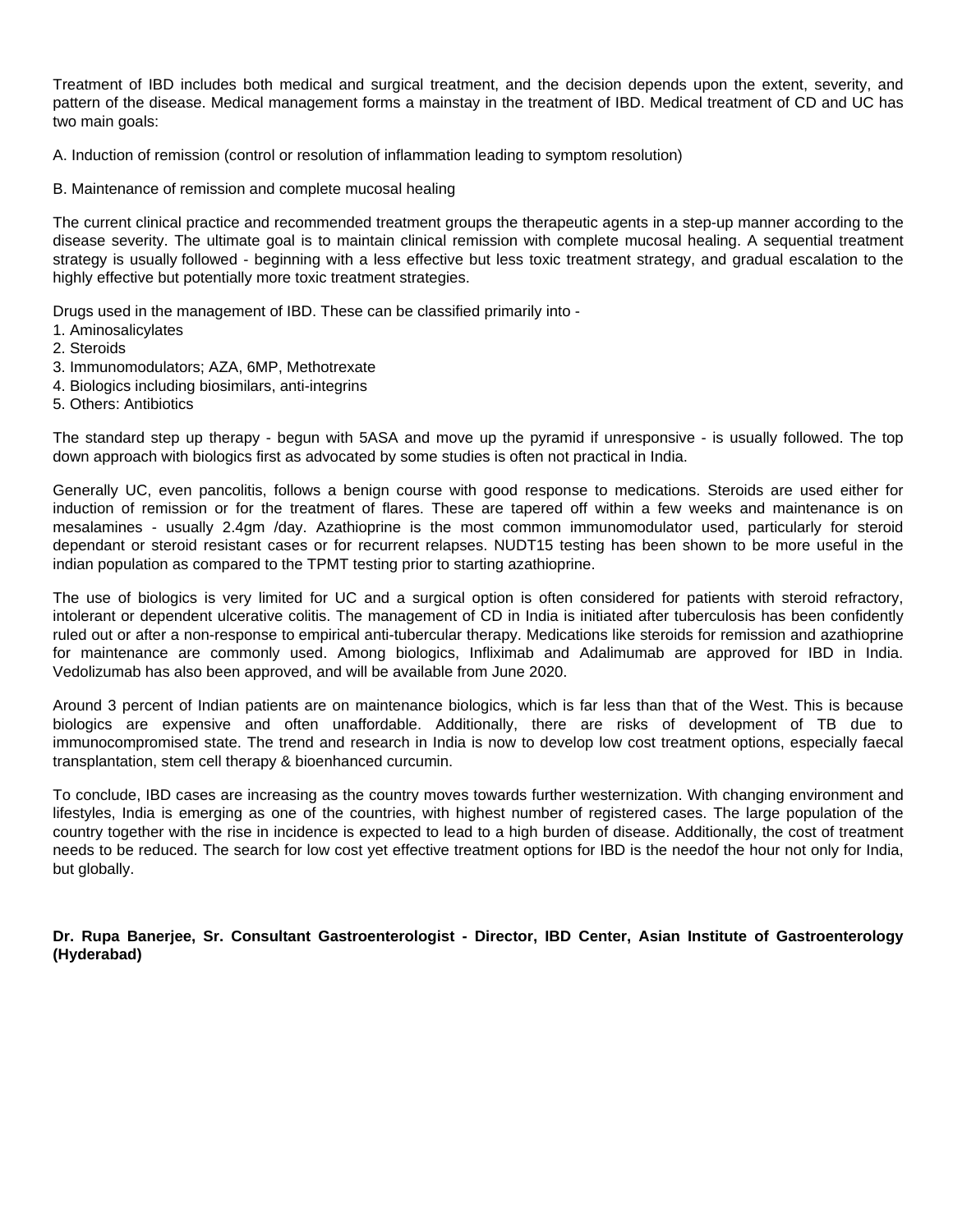Treatment of IBD includes both medical and surgical treatment, and the decision depends upon the extent, severity, and pattern of the disease. Medical management forms a mainstay in the treatment of IBD. Medical treatment of CD and UC has two main goals:

A. Induction of remission (control or resolution of inflammation leading to symptom resolution)

B. Maintenance of remission and complete mucosal healing

The current clinical practice and recommended treatment groups the therapeutic agents in a step-up manner according to the disease severity. The ultimate goal is to maintain clinical remission with complete mucosal healing. A sequential treatment strategy is usually followed - beginning with a less effective but less toxic treatment strategy, and gradual escalation to the highly effective but potentially more toxic treatment strategies.

Drugs used in the management of IBD. These can be classified primarily into -
1. Aminosalicylates
2. Steroids
3. Immunomodulators; AZA, 6MP, Methotrexate
4. Biologics including biosimilars, anti-integrins
5. Others: Antibiotics

The standard step up therapy - begun with 5ASA and move up the pyramid if unresponsive - is usually followed. The top down approach with biologics first as advocated by some studies is often not practical in India.

Generally UC, even pancolitis, follows a benign course with good response to medications. Steroids are used either for induction of remission or for the treatment of flares. These are tapered off within a few weeks and maintenance is on mesalamines - usually 2.4gm /day. Azathioprine is the most common immunomodulator used, particularly for steroid dependant or steroid resistant cases or for recurrent relapses. NUDT15 testing has been shown to be more useful in the indian population as compared to the TPMT testing prior to starting azathioprine.

The use of biologics is very limited for UC and a surgical option is often considered for patients with steroid refractory, intolerant or dependent ulcerative colitis. The management of CD in India is initiated after tuberculosis has been confidently ruled out or after a non-response to empirical anti-tubercular therapy. Medications like steroids for remission and azathioprine for maintenance are commonly used. Among biologics, Infliximab and Adalimumab are approved for IBD in India. Vedolizumab has also been approved, and will be available from June 2020.

Around 3 percent of Indian patients are on maintenance biologics, which is far less than that of the West. This is because biologics are expensive and often unaffordable. Additionally, there are risks of development of TB due to immunocompromised state. The trend and research in India is now to develop low cost treatment options, especially faecal transplantation, stem cell therapy & bioenhanced curcumin.

To conclude, IBD cases are increasing as the country moves towards further westernization. With changing environment and lifestyles, India is emerging as one of the countries, with highest number of registered cases. The large population of the country together with the rise in incidence is expected to lead to a high burden of disease. Additionally, the cost of treatment needs to be reduced. The search for low cost yet effective treatment options for IBD is the needof the hour not only for India, but globally.

**Dr. Rupa Banerjee, Sr. Consultant Gastroenterologist - Director, IBD Center, Asian Institute of Gastroenterology (Hyderabad)**